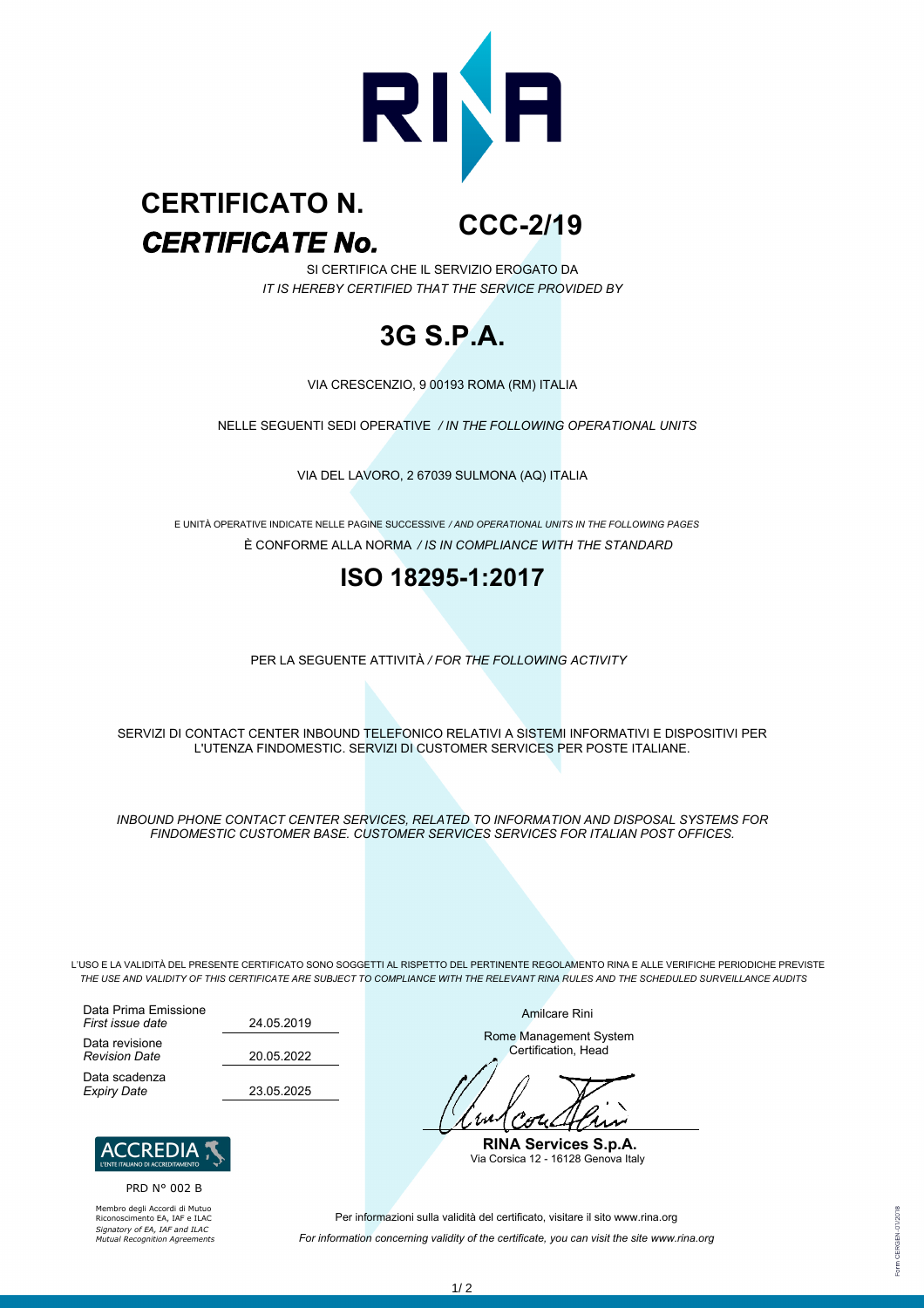# CERTIFICATO N.
# *CERTIFICATE No.*

## CCC-2/19

SI CERTIFICA CHE IL SERVIZIO EROGATO DA
*IT IS HEREBY CERTIFIED THAT THE SERVICE PROVIDED BY*

## 3G S.P.A.

VIA CRESCENZIO, 9 00193 ROMA (RM) ITALIA

NELLE SEGUENTI SEDI OPERATIVE */ IN THE FOLLOWING OPERATIONAL UNITS*

VIA DEL LAVORO, 2 67039 SULMONA (AQ) ITALIA

E UNITÀ OPERATIVE INDICATE NELLE PAGINE SUCCESSIVE */ AND OPERATIONAL UNITS IN THE FOLLOWING PAGES*

È CONFORME ALLA NORMA */ IS IN COMPLIANCE WITH THE STANDARD*

## ISO 18295-1:2017

PER LA SEGUENTE ATTIVITÀ */ FOR THE FOLLOWING ACTIVITY*

SERVIZI DI CONTACT CENTER INBOUND TELEFONICO RELATIVI A SISTEMI INFORMATIVI E DISPOSITIVI PER L'UTENZA FINDOMESTIC. SERVIZI DI CUSTOMER SERVICES PER POSTE ITALIANE.

*INBOUND PHONE CONTACT CENTER SERVICES, RELATED TO INFORMATION AND DISPOSAL SYSTEMS FOR FINDOMESTIC CUSTOMER BASE. CUSTOMER SERVICES SERVICES FOR ITALIAN POST OFFICES.*

L'USO E LA VALIDITÀ DEL PRESENTE CERTIFICATO SONO SOGGETTI AL RISPETTO DEL PERTINENTE REGOLAMENTO RINA E ALLE VERIFICHE PERIODICHE PREVISTE
*THE USE AND VALIDITY OF THIS CERTIFICATE ARE SUBJECT TO COMPLIANCE WITH THE RELEVANT RINA RULES AND THE SCHEDULED SURVEILLANCE AUDITS*

| | |
|---|---|
| Data Prima Emissione *First issue date* | 24.05.2019 |
| Data revisione *Revision Date* | 20.05.2022 |
| Data scadenza *Expiry Date* | 23.05.2025 |

Amilcare Rini

Rome Management System Certification, Head

**RINA Services S.p.A.**
Via Corsica 12 - 16128 Genova Italy

ACCREDIA L'ENTE ITALIANO DI ACCREDITAMENTO

PRD N° 002 B

Membro degli Accordi di Mutuo Riconoscimento EA, IAF e ILAC
*Signatory of EA, IAF and ILAC Mutual Recognition Agreements*

Per informazioni sulla validità del certificato, visitare il sito www.rina.org
*For information concerning validity of the certificate, you can visit the site www.rina.org*

Form CERGEN 01/2018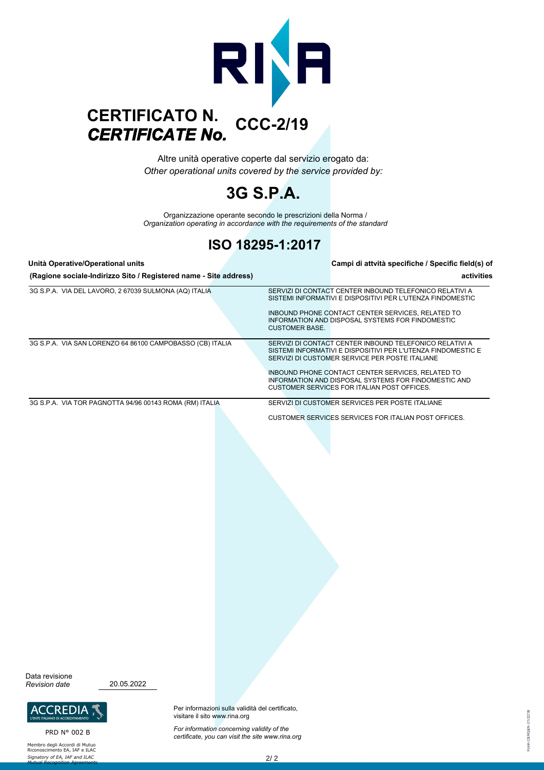# CERTIFICATO N. *CERTIFICATE No.* CCC-2/19

Altre unità operative coperte dal servizio erogato da:
*Other operational units covered by the service provided by:*

## 3G S.P.A.

Organizzazione operante secondo le prescrizioni della Norma /
*Organization operating in accordance with the requirements of the standard*

## ISO 18295-1:2017

| Unità Operative/Operational units (Ragione sociale-Indirizzo Sito / Registered name - Site address) | Campi di attvità specifiche / Specific field(s) of activities |
|---|---|
| 3G S.P.A. VIA DEL LAVORO, 2 67039 SULMONA (AQ) ITALIA | SERVIZI DI CONTACT CENTER INBOUND TELEFONICO RELATIVI A SISTEMI INFORMATIVI E DISPOSITIVI PER L'UTENZA FINDOMESTIC<br><br>INBOUND PHONE CONTACT CENTER SERVICES, RELATED TO INFORMATION AND DISPOSAL SYSTEMS FOR FINDOMESTIC CUSTOMER BASE. |
| 3G S.P.A. VIA SAN LORENZO 64 86100 CAMPOBASSO (CB) ITALIA | SERVIZI DI CONTACT CENTER INBOUND TELEFONICO RELATIVI A SISTEMI INFORMATIVI E DISPOSITIVI PER L'UTENZA FINDOMESTIC E SERVIZI DI CUSTOMER SERVICE PER POSTE ITALIANE<br><br>INBOUND PHONE CONTACT CENTER SERVICES, RELATED TO INFORMATION AND DISPOSAL SYSTEMS FOR FINDOMESTIC AND CUSTOMER SERVICES FOR ITALIAN POST OFFICES. |
| 3G S.P.A. VIA TOR PAGNOTTA 94/96 00143 ROMA (RM) ITALIA | SERVIZI DI CUSTOMER SERVICES PER POSTE ITALIANE<br><br>CUSTOMER SERVICES SERVICES FOR ITALIAN POST OFFICES. |

Data revisione
*Revision date* 20.05.2022

ACCREDIA
L'ENTE ITALIANO DI ACCREDITAMENTO

PRD N° 002 B

Membro degli Accordi di Mutuo Riconoscimento EA, IAF e ILAC
*Signatory of EA, IAF and ILAC Mutual Recognition Agreements*

Per informazioni sulla validità del certificato, visitare il sito www.rina.org

*For information concerning validity of the certificate, you can visit the site www.rina.org*